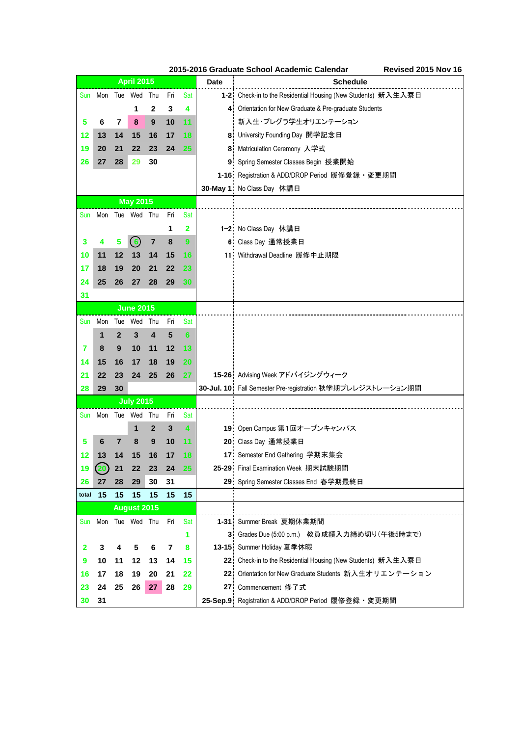# 2015-2016 Graduate School Academic Calendar

Revised 2015 Nov 16

## April 2015

| Sun | Mon | Tue | Wed | Thu | Fri | Sat |
|---|---|---|---|---|---|---|
| | | | 1 | 2 | 3 | 4 |
| 5 | 6 | 7 | 8 | 9 | 10 | 11 |
| 12 | 13 | 14 | 15 | 16 | 17 | 18 |
| 19 | 20 | 21 | 22 | 23 | 24 | 25 |
| 26 | 27 | 28 | 29 | 30 | | |

| Date | Schedule |
|---|---|
| 1-2 | Check-in to the Residential Housing (New Students) 新入生入寮日 |
| 4 | Orientation for New Graduate & Pre-graduate Students |
| | 新入生･プレグラ学生オリエンテーション |
| 8 | University Founding Day 開学記念日 |
| 8 | Matriculation Ceremony 入学式 |
| 9 | Spring Semester Classes Begin 授業開始 |
| 1-16 | Registration & ADD/DROP Period 履修登録・変更期間 |
| 30-May 1 | No Class Day 休講日 |

## May 2015

| Sun | Mon | Tue | Wed | Thu | Fri | Sat |
|---|---|---|---|---|---|---|
| | | | | | 1 | 2 |
| 3 | 4 | 5 | 6 | 7 | 8 | 9 |
| 10 | 11 | 12 | 13 | 14 | 15 | 16 |
| 17 | 18 | 19 | 20 | 21 | 22 | 23 |
| 24 | 25 | 26 | 27 | 28 | 29 | 30 |
| 31 | | | | | | |

| Date | Schedule |
|---|---|
| 1-2 | No Class Day 休講日 |
| 6 | Class Day 通常授業日 |
| 11 | Withdrawal Deadline 履修中止期限 |

## June 2015

| Sun | Mon | Tue | Wed | Thu | Fri | Sat |
|---|---|---|---|---|---|---|
| | 1 | 2 | 3 | 4 | 5 | 6 |
| 7 | 8 | 9 | 10 | 11 | 12 | 13 |
| 14 | 15 | 16 | 17 | 18 | 19 | 20 |
| 21 | 22 | 23 | 24 | 25 | 26 | 27 |
| 28 | 29 | 30 | | | | |

| Date | Schedule |
|---|---|
| 15-26 | Advising Week アドバイジングウィーク |
| 30-Jul. 10 | Fall Semester Pre-registration 秋学期プレレジストレーション期間 |

## July 2015

| Sun | Mon | Tue | Wed | Thu | Fri | Sat |
|---|---|---|---|---|---|---|
| | | | 1 | 2 | 3 | 4 |
| 5 | 6 | 7 | 8 | 9 | 10 | 11 |
| 12 | 13 | 14 | 15 | 16 | 17 | 18 |
| 19 | 20 | 21 | 22 | 23 | 24 | 25 |
| 26 | 27 | 28 | 29 | 30 | 31 | |
| total | 15 | 15 | 15 | 15 | 15 | 15 |

| Date | Schedule |
|---|---|
| 19 | Open Campus 第１回オープンキャンパス |
| 20 | Class Day 通常授業日 |
| 17 | Semester End Gathering 学期末集会 |
| 25-29 | Final Examination Week 期末試験期間 |
| 29 | Spring Semester Classes End 春学期最終日 |

## August 2015

| Sun | Mon | Tue | Wed | Thu | Fri | Sat |
|---|---|---|---|---|---|---|
| | | | | | | 1 |
| 2 | 3 | 4 | 5 | 6 | 7 | 8 |
| 9 | 10 | 11 | 12 | 13 | 14 | 15 |
| 16 | 17 | 18 | 19 | 20 | 21 | 22 |
| 23 | 24 | 25 | 26 | 27 | 28 | 29 |
| 30 | 31 | | | | | |

| Date | Schedule |
|---|---|
| 1-31 | Summer Break 夏期休業期間 |
| 3 | Grades Due (5:00 p.m.) 教員成績入力締め切り(午後5時まで) |
| 13-15 | Summer Holiday 夏季休暇 |
| 22 | Check-in to the Residential Housing (New Students) 新入生入寮日 |
| 22 | Orientation for New Graduate Students 新入生オリエンテーション |
| 27 | Commencement 修了式 |
| 25-Sep.9 | Registration & ADD/DROP Period 履修登録・変更期間 |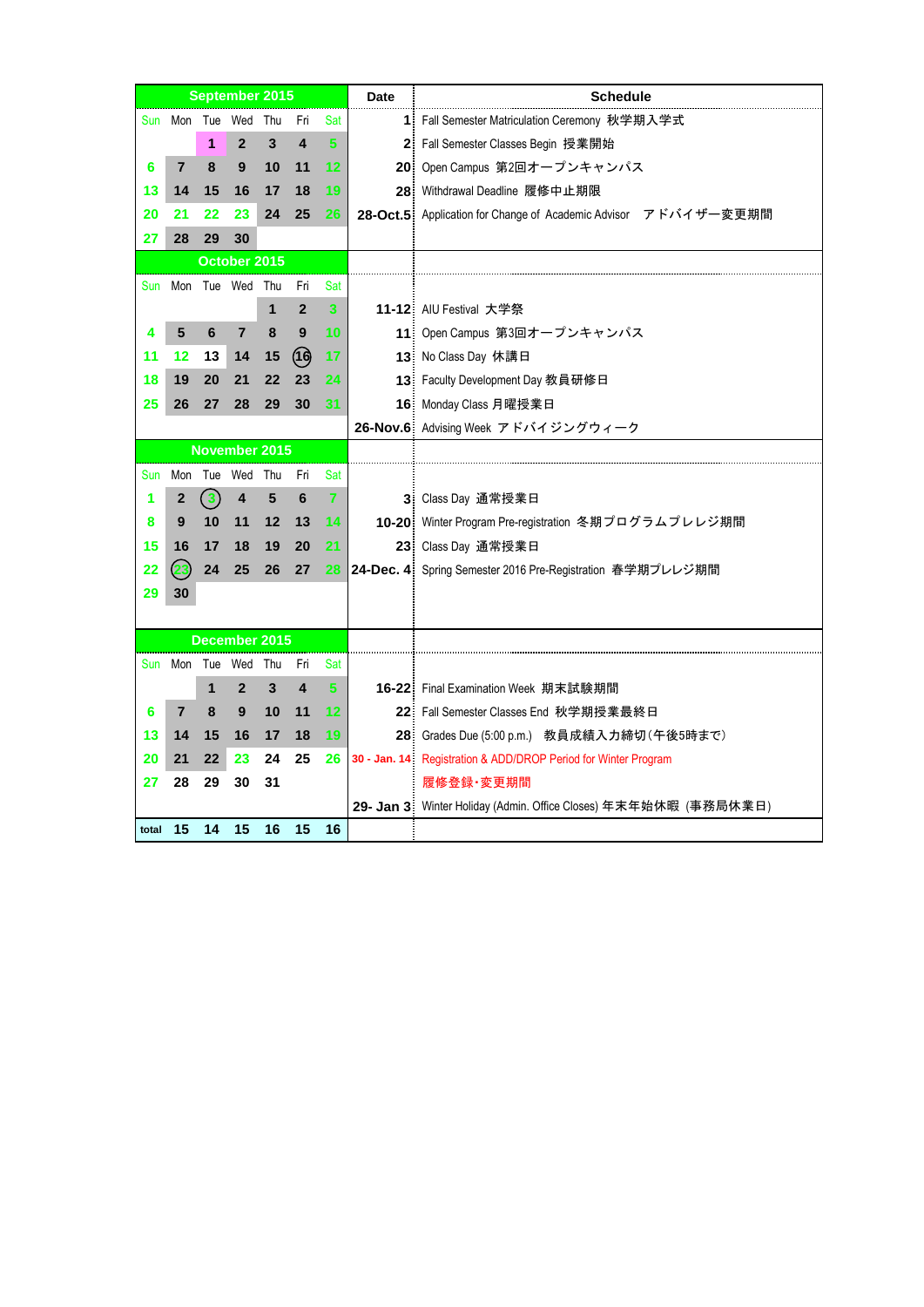## September 2015

| Sun | Mon | Tue | Wed | Thu | Fri | Sat |
|---|---|---|---|---|---|---|
| | | 1 | 2 | 3 | 4 | 5 |
| 6 | 7 | 8 | 9 | 10 | 11 | 12 |
| 13 | 14 | 15 | 16 | 17 | 18 | 19 |
| 20 | 21 | 22 | 23 | 24 | 25 | 26 |
| 27 | 28 | 29 | 30 | | | |

| Date | Schedule |
|---|---|
| 1 | Fall Semester Matriculation Ceremony 秋学期入学式 |
| 2 | Fall Semester Classes Begin 授業開始 |
| 20 | Open Campus 第2回オープンキャンパス |
| 28 | Withdrawal Deadline 履修中止期限 |
| 28-Oct.5 | Application for Change of Academic Advisor アドバイザー変更期間 |

## October 2015

| Sun | Mon | Tue | Wed | Thu | Fri | Sat |
|---|---|---|---|---|---|---|
| | | | | 1 | 2 | 3 |
| 4 | 5 | 6 | 7 | 8 | 9 | 10 |
| 11 | 12 | 13 | 14 | 15 | (16) | 17 |
| 18 | 19 | 20 | 21 | 22 | 23 | 24 |
| 25 | 26 | 27 | 28 | 29 | 30 | 31 |

| Date | Schedule |
|---|---|
| 11-12 | AIU Festival 大学祭 |
| 11 | Open Campus 第3回オープンキャンパス |
| 13 | No Class Day 休講日 |
| 13 | Faculty Development Day 教員研修日 |
| 16 | Monday Class 月曜授業日 |
| 26-Nov.6 | Advising Week アドバイジングウィーク |

## November 2015

| Sun | Mon | Tue | Wed | Thu | Fri | Sat |
|---|---|---|---|---|---|---|
| 1 | 2 | (3) | 4 | 5 | 6 | 7 |
| 8 | 9 | 10 | 11 | 12 | 13 | 14 |
| 15 | 16 | 17 | 18 | 19 | 20 | 21 |
| 22 | (23) | 24 | 25 | 26 | 27 | 28 |
| 29 | 30 | | | | | |

| Date | Schedule |
|---|---|
| 3 | Class Day 通常授業日 |
| 10-20 | Winter Program Pre-registration 冬期プログラムプレレジ期間 |
| 23 | Class Day 通常授業日 |
| 24-Dec. 4 | Spring Semester 2016 Pre-Registration 春学期プレレジ期間 |

## December 2015

| Sun | Mon | Tue | Wed | Thu | Fri | Sat |
|---|---|---|---|---|---|---|
| | | 1 | 2 | 3 | 4 | 5 |
| 6 | 7 | 8 | 9 | 10 | 11 | 12 |
| 13 | 14 | 15 | 16 | 17 | 18 | 19 |
| 20 | 21 | 22 | 23 | 24 | 25 | 26 |
| 27 | 28 | 29 | 30 | 31 | | |
| total | 15 | 14 | 15 | 16 | 15 | 16 |

| Date | Schedule |
|---|---|
| 16-22 | Final Examination Week 期末試験期間 |
| 22 | Fall Semester Classes End 秋学期授業最終日 |
| 28 | Grades Due (5:00 p.m.) 教員成績入力締切(午後5時まで) |
| 30 - Jan. 14 | Registration & ADD/DROP Period for Winter Program 履修登録・変更期間 |
| 29- Jan 3 | Winter Holiday (Admin. Office Closes) 年末年始休暇 (事務局休業日) |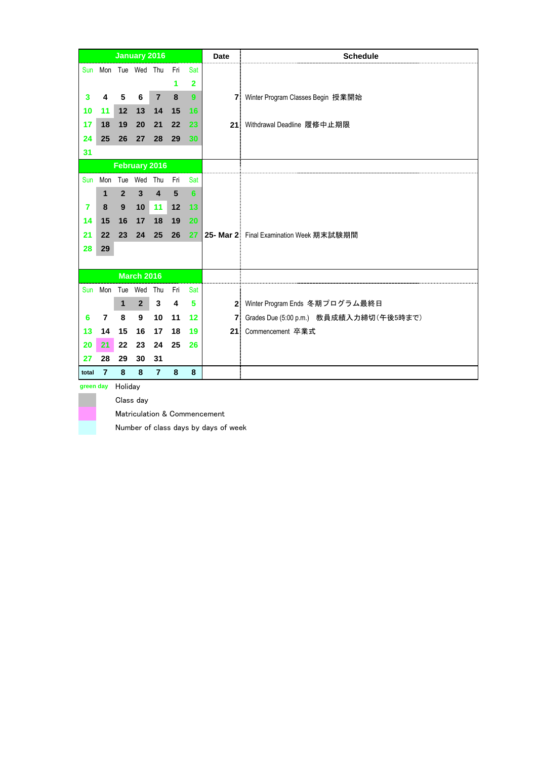| January 2016 | | | | | | | Date | Schedule |
|---|---|---|---|---|---|---|---|---|
| Sun | Mon | Tue | Wed | Thu | Fri | Sat | | |
| | | | | | 1 | 2 | | |
| 3 | 4 | 5 | 6 | 7 | 8 | 9 | 7 | Winter Program Classes Begin 授業開始 |
| 10 | 11 | 12 | 13 | 14 | 15 | 16 | | |
| 17 | 18 | 19 | 20 | 21 | 22 | 23 | 21 | Withdrawal Deadline 履修中止期限 |
| 24 | 25 | 26 | 27 | 28 | 29 | 30 | | |
| 31 | | | | | | | | |
| **February 2016** | | | | | | | | |
| Sun | Mon | Tue | Wed | Thu | Fri | Sat | | |
| | 1 | 2 | 3 | 4 | 5 | 6 | | |
| 7 | 8 | 9 | 10 | 11 | 12 | 13 | | |
| 14 | 15 | 16 | 17 | 18 | 19 | 20 | | |
| 21 | 22 | 23 | 24 | 25 | 26 | 27 | 25- Mar 2 | Final Examination Week 期末試験期間 |
| 28 | 29 | | | | | | | |
| **March 2016** | | | | | | | | |
| Sun | Mon | Tue | Wed | Thu | Fri | Sat | | |
| | | 1 | 2 | 3 | 4 | 5 | 2 | Winter Program Ends 冬期プログラム最終日 |
| 6 | 7 | 8 | 9 | 10 | 11 | 12 | 7 | Grades Due (5:00 p.m.) 教員成績入力締切(午後5時まで) |
| 13 | 14 | 15 | 16 | 17 | 18 | 19 | 21 | Commencement 卒業式 |
| 20 | 21 | 22 | 23 | 24 | 25 | 26 | | |
| 27 | 28 | 29 | 30 | 31 | | | | |
| total | 7 | 8 | 8 | 7 | 8 | 8 | | |

green day Holiday

Class day

Matriculation & Commencement

Number of class days by days of week